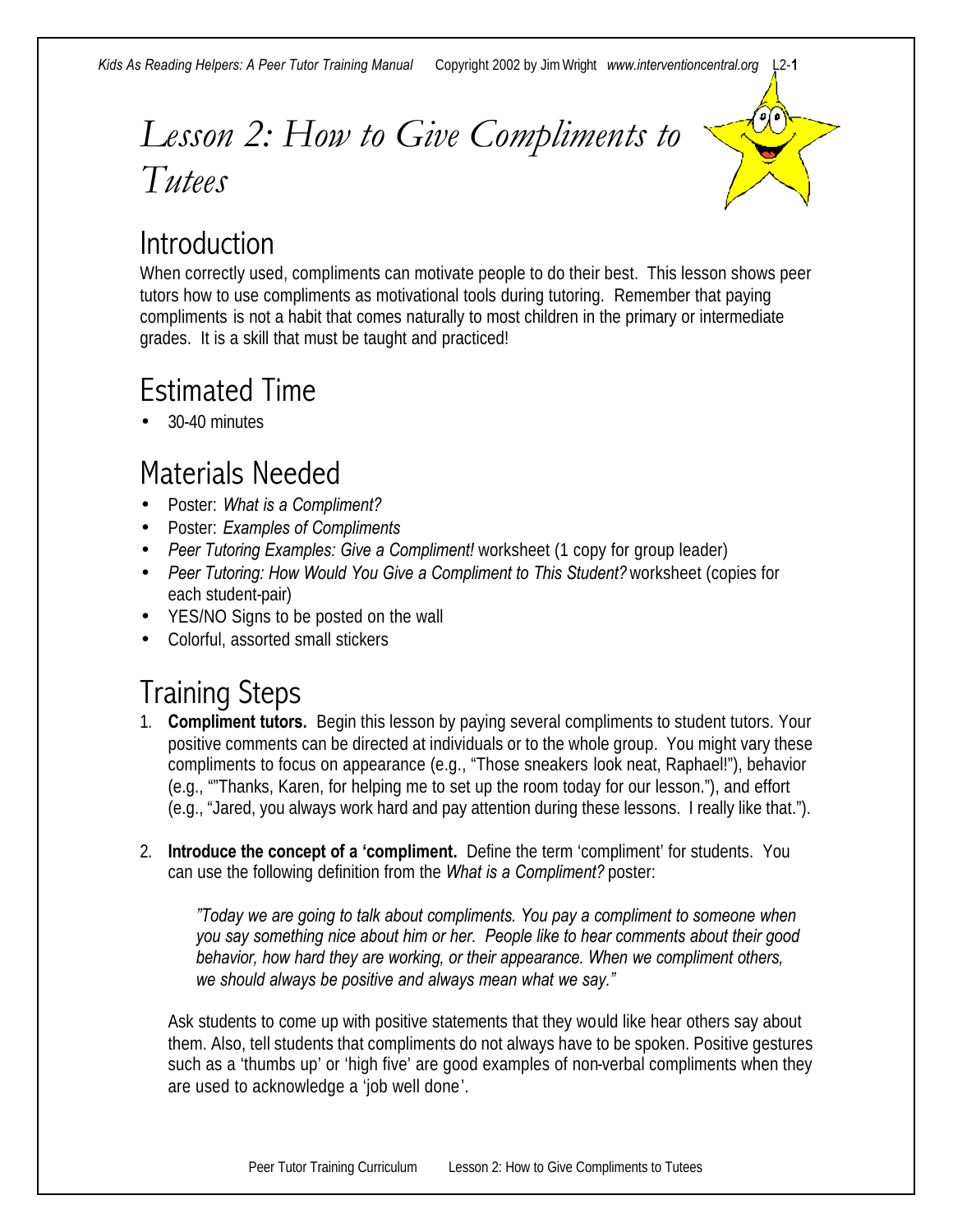# Lesson 2: How to Give Compliments to Tutees

## Introduction

When correctly used, compliments can motivate people to do their best. This lesson shows peer tutors how to use compliments as motivational tools during tutoring. Remember that paying compliments is not a habit that comes naturally to most children in the primary or intermediate grades. It is a skill that must be taught and practiced!

## Estimated Time

- 30-40 minutes

## Materials Needed

- Poster: *What is a Compliment?*
- Poster: *Examples of Compliments*
- *Peer Tutoring Examples: Give a Compliment!* worksheet (1 copy for group leader)
- *Peer Tutoring: How Would You Give a Compliment to This Student?* worksheet (copies for each student-pair)
- YES/NO Signs to be posted on the wall
- Colorful, assorted small stickers

## Training Steps

1. **Compliment tutors.** Begin this lesson by paying several compliments to student tutors. Your positive comments can be directed at individuals or to the whole group. You might vary these compliments to focus on appearance (e.g., "Those sneakers look neat, Raphael!"), behavior (e.g., ""Thanks, Karen, for helping me to set up the room today for our lesson."), and effort (e.g., "Jared, you always work hard and pay attention during these lessons. I really like that.").

2. **Introduce the concept of a 'compliment.** Define the term 'compliment' for students. You can use the following definition from the *What is a Compliment?* poster:

   *"Today we are going to talk about compliments. You pay a compliment to someone when you say something nice about him or her. People like to hear comments about their good behavior, how hard they are working, or their appearance. When we compliment others, we should always be positive and always mean what we say."*

   Ask students to come up with positive statements that they would like hear others say about them. Also, tell students that compliments do not always have to be spoken. Positive gestures such as a 'thumbs up' or 'high five' are good examples of non-verbal compliments when they are used to acknowledge a 'job well done'.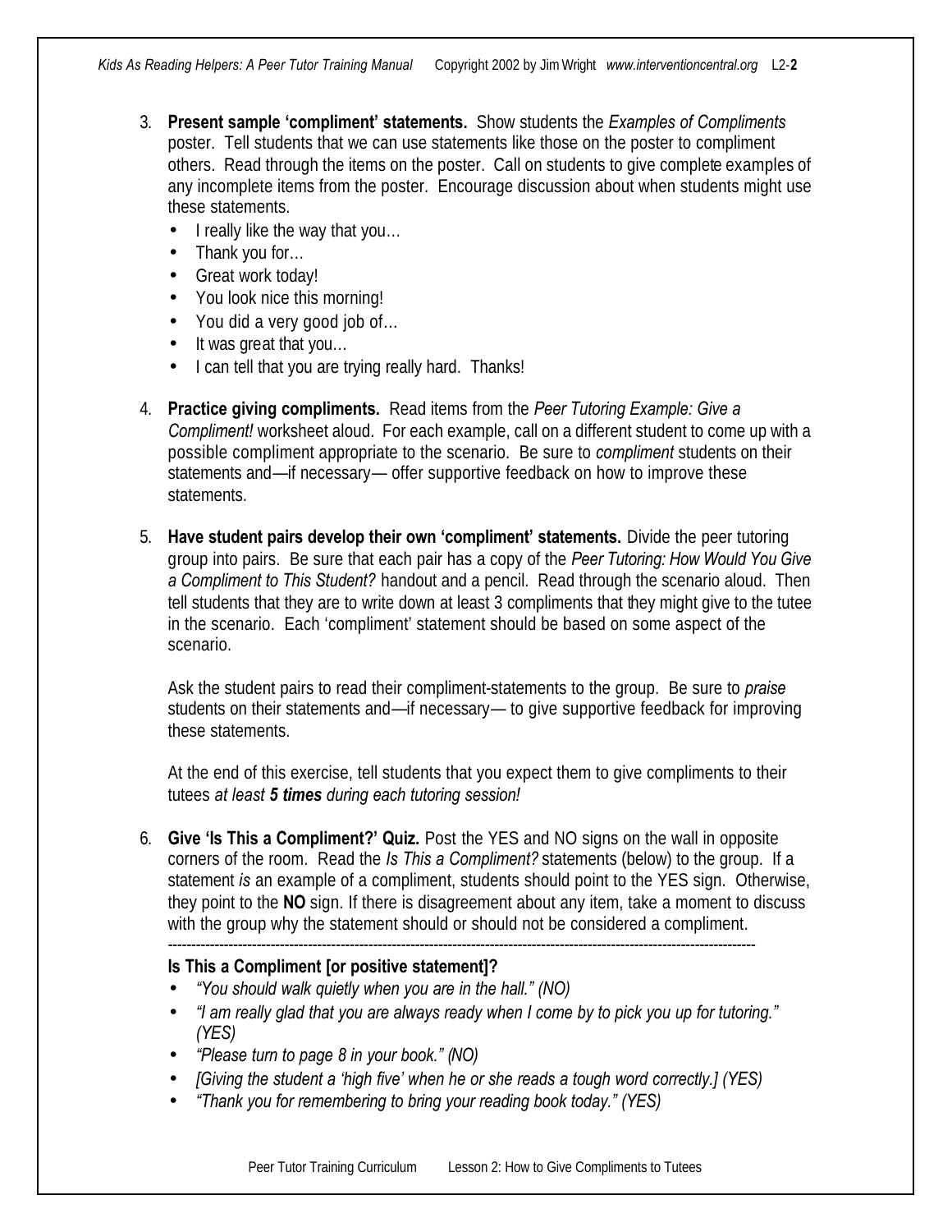3. **Present sample 'compliment' statements.** Show students the *Examples of Compliments* poster. Tell students that we can use statements like those on the poster to compliment others. Read through the items on the poster. Call on students to give complete examples of any incomplete items from the poster. Encourage discussion about when students might use these statements.
   - I really like the way that you…
   - Thank you for…
   - Great work today!
   - You look nice this morning!
   - You did a very good job of…
   - It was great that you…
   - I can tell that you are trying really hard. Thanks!

4. **Practice giving compliments.** Read items from the *Peer Tutoring Example: Give a Compliment!* worksheet aloud. For each example, call on a different student to come up with a possible compliment appropriate to the scenario. Be sure to *compliment* students on their statements and—if necessary— offer supportive feedback on how to improve these statements.

5. **Have student pairs develop their own 'compliment' statements.** Divide the peer tutoring group into pairs. Be sure that each pair has a copy of the *Peer Tutoring: How Would You Give a Compliment to This Student?* handout and a pencil. Read through the scenario aloud. Then tell students that they are to write down at least 3 compliments that they might give to the tutee in the scenario. Each 'compliment' statement should be based on some aspect of the scenario.

   Ask the student pairs to read their compliment-statements to the group. Be sure to *praise* students on their statements and—if necessary— to give supportive feedback for improving these statements.

   At the end of this exercise, tell students that you expect them to give compliments to their tutees *at least **5 times** during each tutoring session!*

6. **Give 'Is This a Compliment?' Quiz.** Post the YES and NO signs on the wall in opposite corners of the room. Read the *Is This a Compliment?* statements (below) to the group. If a statement *is* an example of a compliment, students should point to the YES sign. Otherwise, they point to the **NO** sign. If there is disagreement about any item, take a moment to discuss with the group why the statement should or should not be considered a compliment.

---

**Is This a Compliment [or positive statement]?**

- *"You should walk quietly when you are in the hall." (NO)*
- *"I am really glad that you are always ready when I come by to pick you up for tutoring." (YES)*
- *"Please turn to page 8 in your book." (NO)*
- *[Giving the student a 'high five' when he or she reads a tough word correctly.] (YES)*
- *"Thank you for remembering to bring your reading book today." (YES)*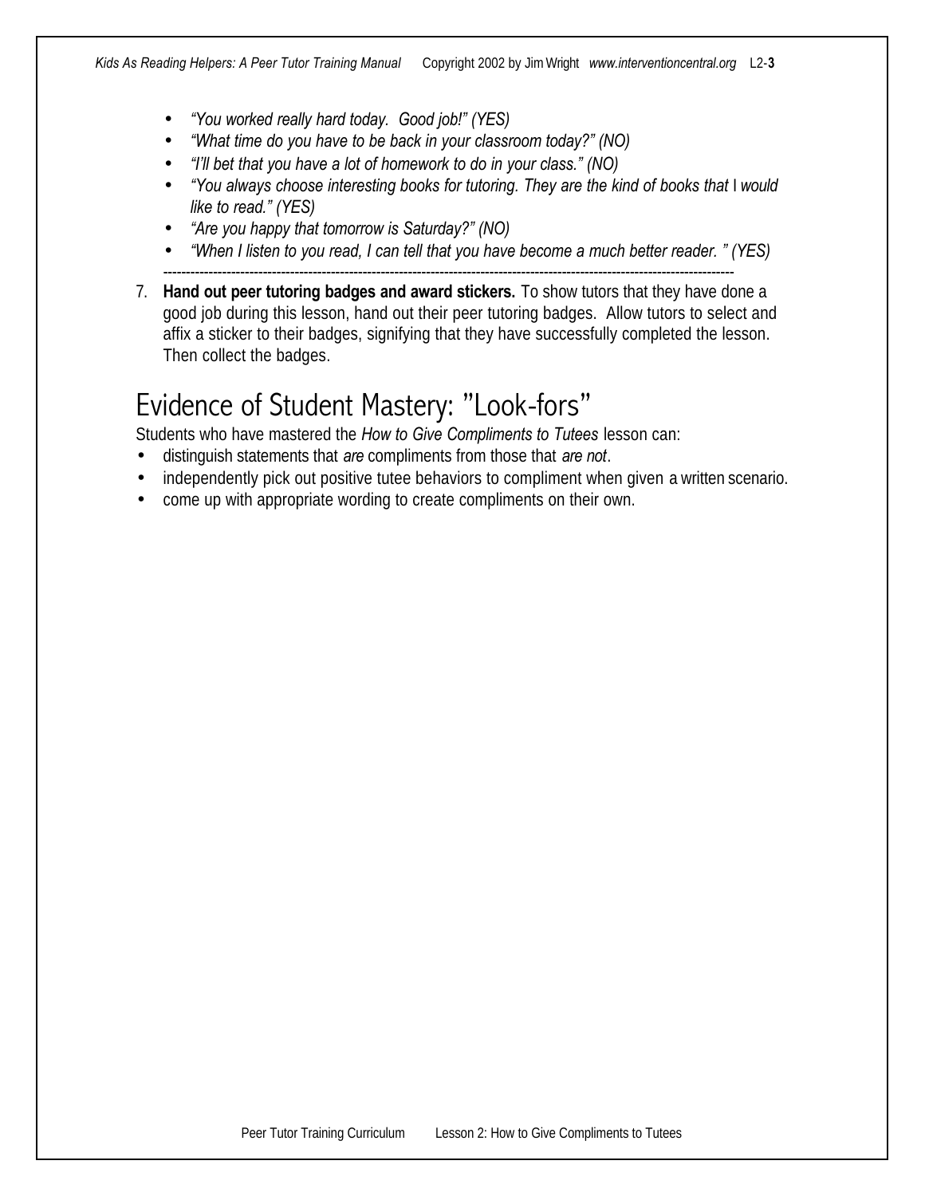- *"You worked really hard today. Good job!" (YES)*
- *"What time do you have to be back in your classroom today?" (NO)*
- *"I'll bet that you have a lot of homework to do in your class." (NO)*
- *"You always choose interesting books for tutoring. They are the kind of books that* I *would like to read." (YES)*
- *"Are you happy that tomorrow is Saturday?" (NO)*
- *"When I listen to you read, I can tell that you have become a much better reader. " (YES)*

---

7. **Hand out peer tutoring badges and award stickers.** To show tutors that they have done a good job during this lesson, hand out their peer tutoring badges. Allow tutors to select and affix a sticker to their badges, signifying that they have successfully completed the lesson. Then collect the badges.

# Evidence of Student Mastery: "Look-fors"

Students who have mastered the *How to Give Compliments to Tutees* lesson can:

- distinguish statements that *are* compliments from those that *are not*.
- independently pick out positive tutee behaviors to compliment when given a written scenario.
- come up with appropriate wording to create compliments on their own.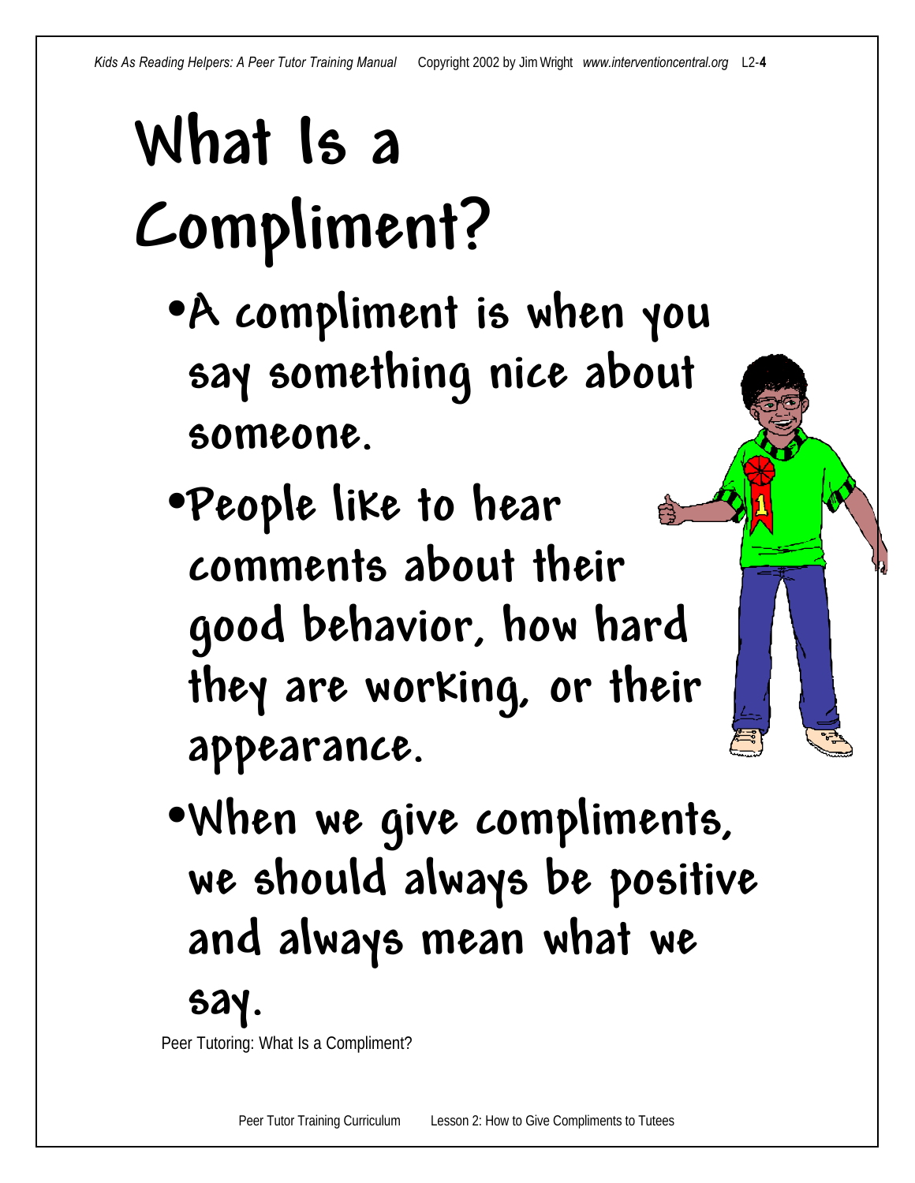# What Is a Compliment?

- A compliment is when you say something nice about someone.
- People like to hear comments about their good behavior, how hard they are working, or their appearance.
- When we give compliments, we should always be positive and always mean what we say.

Peer Tutoring: What Is a Compliment?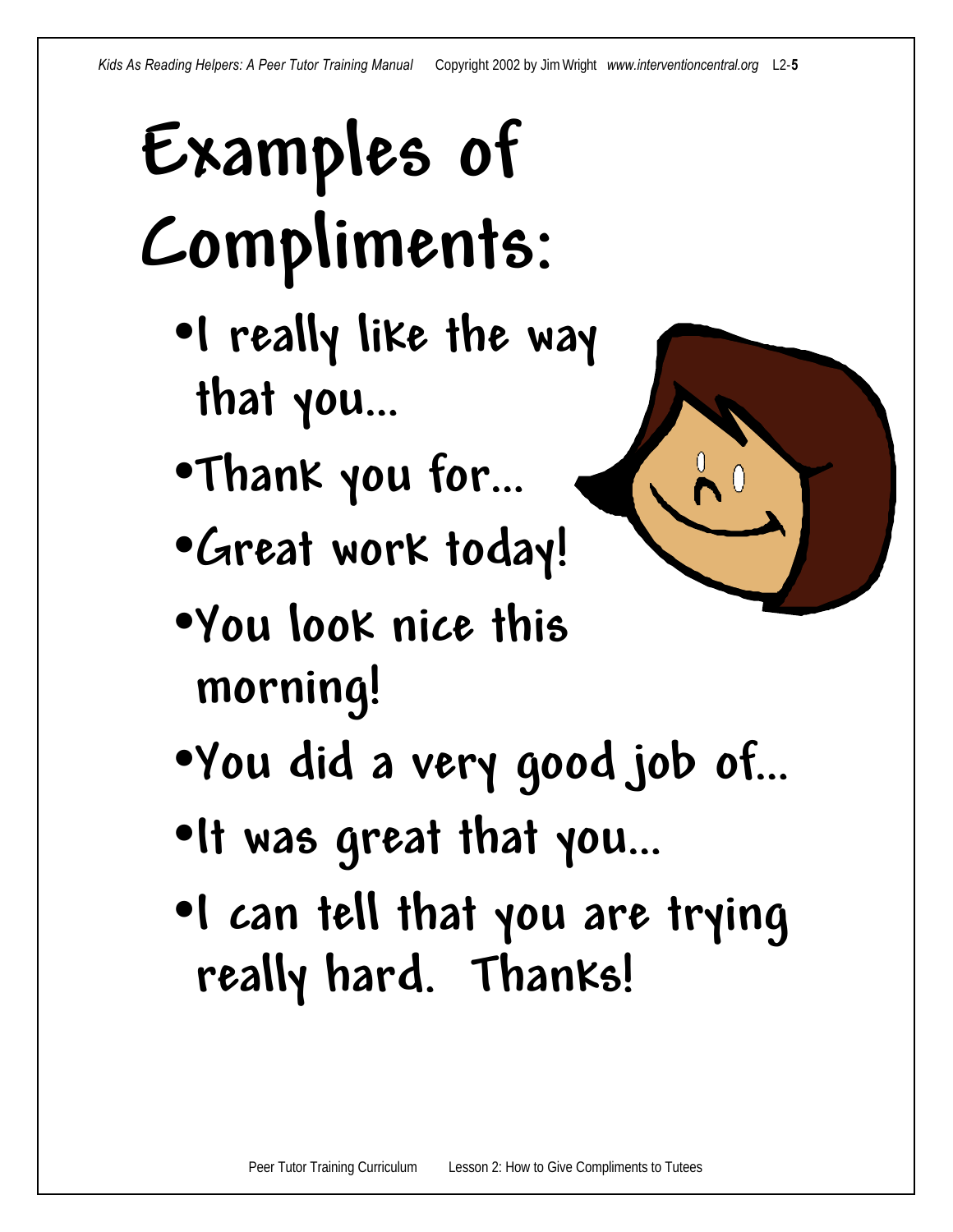# Examples of Compliments:

- I really like the way that you...
- Thank you for...
- Great work today!
- You look nice this morning!
- You did a very good job of...
- It was great that you...
- I can tell that you are trying really hard. Thanks!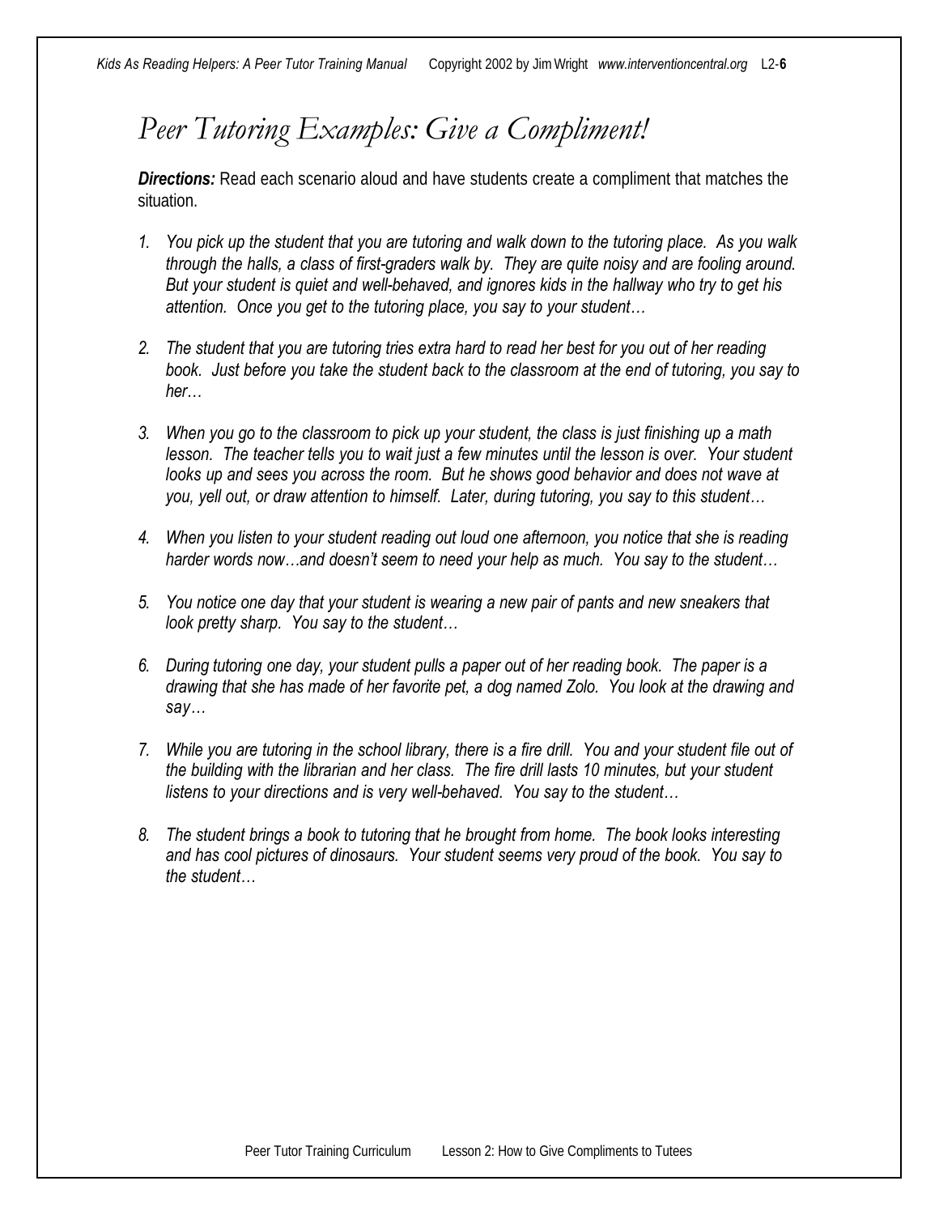# *Peer Tutoring Examples: Give a Compliment!*

***Directions:*** Read each scenario aloud and have students create a compliment that matches the situation.

1. *You pick up the student that you are tutoring and walk down to the tutoring place. As you walk through the halls, a class of first-graders walk by. They are quite noisy and are fooling around. But your student is quiet and well-behaved, and ignores kids in the hallway who try to get his attention. Once you get to the tutoring place, you say to your student…*

2. *The student that you are tutoring tries extra hard to read her best for you out of her reading book. Just before you take the student back to the classroom at the end of tutoring, you say to her…*

3. *When you go to the classroom to pick up your student, the class is just finishing up a math lesson. The teacher tells you to wait just a few minutes until the lesson is over. Your student looks up and sees you across the room. But he shows good behavior and does not wave at you, yell out, or draw attention to himself. Later, during tutoring, you say to this student…*

4. *When you listen to your student reading out loud one afternoon, you notice that she is reading harder words now…and doesn't seem to need your help as much. You say to the student…*

5. *You notice one day that your student is wearing a new pair of pants and new sneakers that look pretty sharp. You say to the student…*

6. *During tutoring one day, your student pulls a paper out of her reading book. The paper is a drawing that she has made of her favorite pet, a dog named Zolo. You look at the drawing and say…*

7. *While you are tutoring in the school library, there is a fire drill. You and your student file out of the building with the librarian and her class. The fire drill lasts 10 minutes, but your student listens to your directions and is very well-behaved. You say to the student…*

8. *The student brings a book to tutoring that he brought from home. The book looks interesting and has cool pictures of dinosaurs. Your student seems very proud of the book. You say to the student…*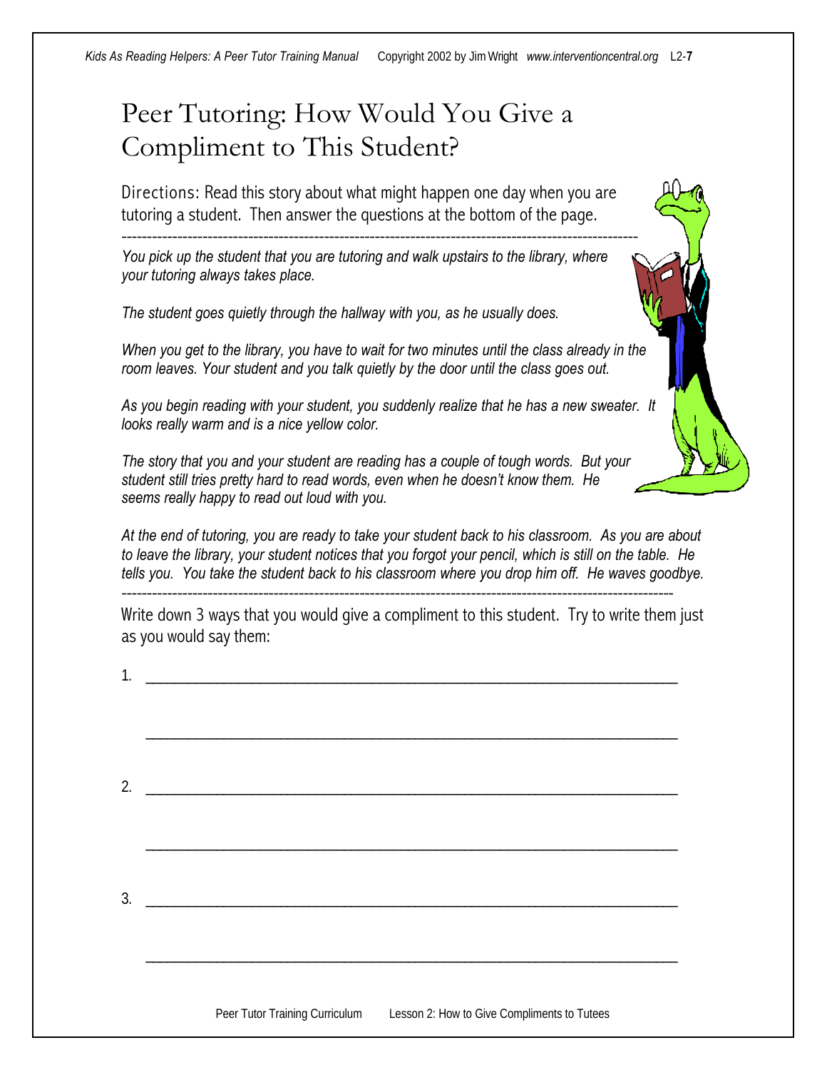# Peer Tutoring: How Would You Give a Compliment to This Student?

Directions: Read this story about what might happen one day when you are tutoring a student. Then answer the questions at the bottom of the page.

---

*You pick up the student that you are tutoring and walk upstairs to the library, where your tutoring always takes place.*

*The student goes quietly through the hallway with you, as he usually does.*

*When you get to the library, you have to wait for two minutes until the class already in the room leaves. Your student and you talk quietly by the door until the class goes out.*

*As you begin reading with your student, you suddenly realize that he has a new sweater. It looks really warm and is a nice yellow color.*

*The story that you and your student are reading has a couple of tough words. But your student still tries pretty hard to read words, even when he doesn't know them. He seems really happy to read out loud with you.*

*At the end of tutoring, you are ready to take your student back to his classroom. As you are about to leave the library, your student notices that you forgot your pencil, which is still on the table. He tells you. You take the student back to his classroom where you drop him off. He waves goodbye.*

---

Write down 3 ways that you would give a compliment to this student. Try to write them just as you would say them:

1. ______________________________________________________________

   ______________________________________________________________

2. ______________________________________________________________

   ______________________________________________________________

3. ______________________________________________________________

   ______________________________________________________________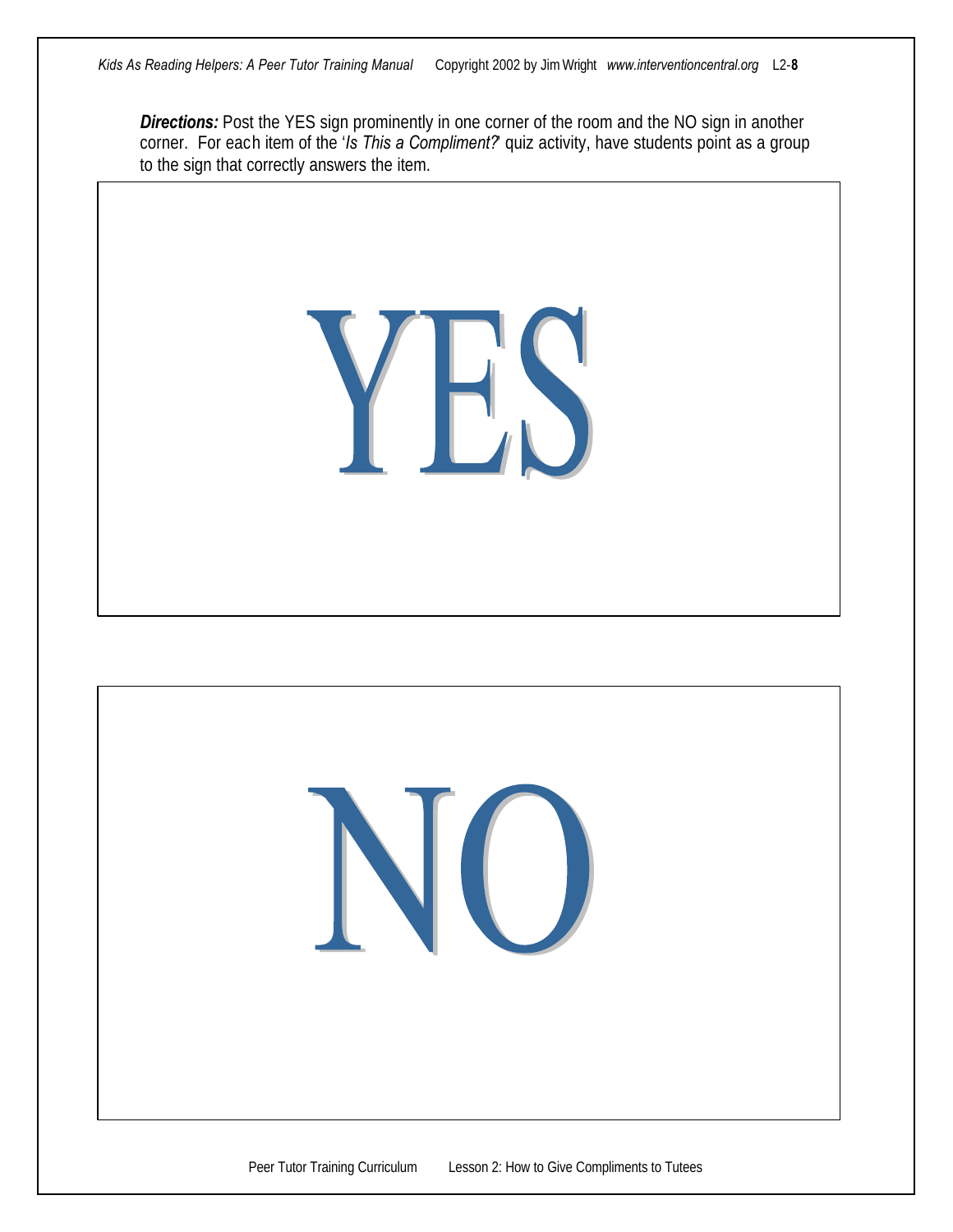***Directions:*** Post the YES sign prominently in one corner of the room and the NO sign in another corner. For each item of the '*Is This a Compliment?*' quiz activity, have students point as a group to the sign that correctly answers the item.

# YES

# NO